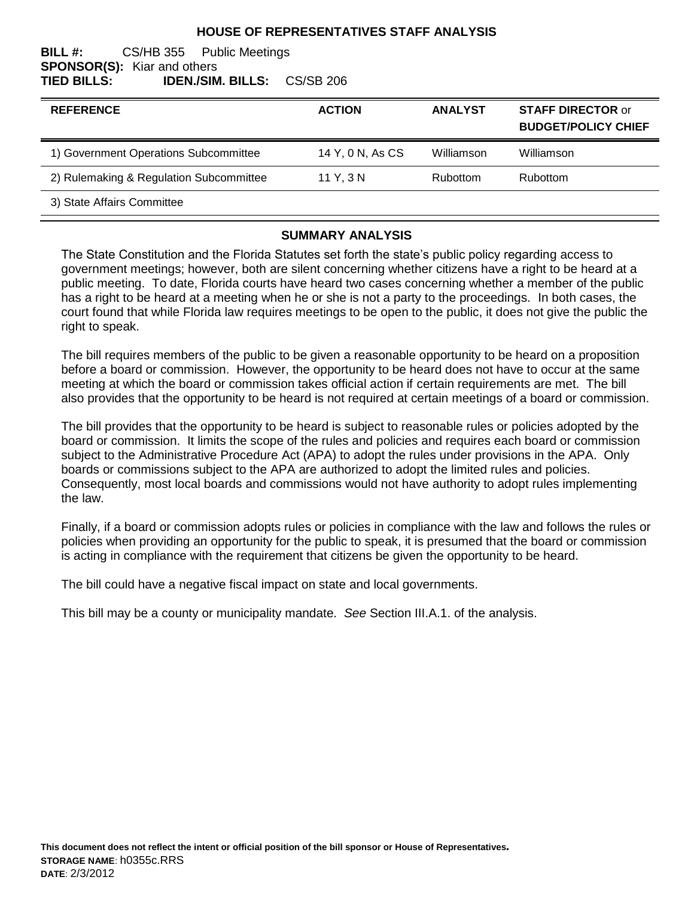# HOUSE OF REPRESENTATIVES STAFF ANALYSIS

**BILL #:** CS/HB 355 Public Meetings
**SPONSOR(S):** Kiar and others
**TIED BILLS:** **IDEN./SIM. BILLS:** CS/SB 206

| REFERENCE | ACTION | ANALYST | STAFF DIRECTOR or BUDGET/POLICY CHIEF |
|---|---|---|---|
| 1) Government Operations Subcommittee | 14 Y, 0 N, As CS | Williamson | Williamson |
| 2) Rulemaking & Regulation Subcommittee | 11 Y, 3 N | Rubottom | Rubottom |
| 3) State Affairs Committee | | | |

## SUMMARY ANALYSIS

The State Constitution and the Florida Statutes set forth the state's public policy regarding access to government meetings; however, both are silent concerning whether citizens have a right to be heard at a public meeting. To date, Florida courts have heard two cases concerning whether a member of the public has a right to be heard at a meeting when he or she is not a party to the proceedings. In both cases, the court found that while Florida law requires meetings to be open to the public, it does not give the public the right to speak.

The bill requires members of the public to be given a reasonable opportunity to be heard on a proposition before a board or commission. However, the opportunity to be heard does not have to occur at the same meeting at which the board or commission takes official action if certain requirements are met. The bill also provides that the opportunity to be heard is not required at certain meetings of a board or commission.

The bill provides that the opportunity to be heard is subject to reasonable rules or policies adopted by the board or commission. It limits the scope of the rules and policies and requires each board or commission subject to the Administrative Procedure Act (APA) to adopt the rules under provisions in the APA. Only boards or commissions subject to the APA are authorized to adopt the limited rules and policies. Consequently, most local boards and commissions would not have authority to adopt rules implementing the law.

Finally, if a board or commission adopts rules or policies in compliance with the law and follows the rules or policies when providing an opportunity for the public to speak, it is presumed that the board or commission is acting in compliance with the requirement that citizens be given the opportunity to be heard.

The bill could have a negative fiscal impact on state and local governments.

This bill may be a county or municipality mandate. *See* Section III.A.1. of the analysis.

**This document does not reflect the intent or official position of the bill sponsor or House of Representatives.**
**STORAGE NAME**: h0355c.RRS
**DATE**: 2/3/2012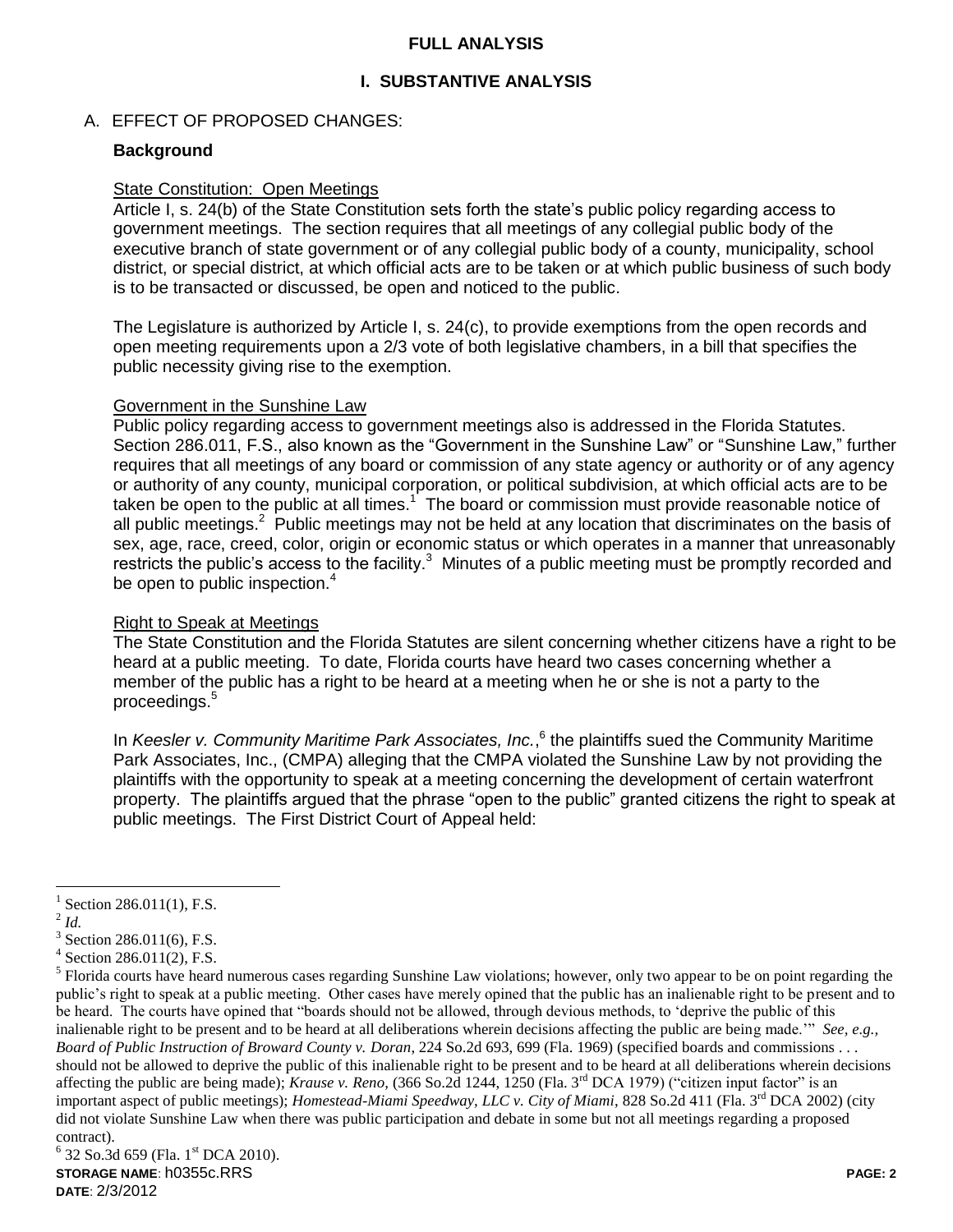**FULL ANALYSIS**

**I. SUBSTANTIVE ANALYSIS**

A. EFFECT OF PROPOSED CHANGES:

**Background**

State Constitution: Open Meetings

Article I, s. 24(b) of the State Constitution sets forth the state's public policy regarding access to government meetings. The section requires that all meetings of any collegial public body of the executive branch of state government or of any collegial public body of a county, municipality, school district, or special district, at which official acts are to be taken or at which public business of such body is to be transacted or discussed, be open and noticed to the public.

The Legislature is authorized by Article I, s. 24(c), to provide exemptions from the open records and open meeting requirements upon a 2/3 vote of both legislative chambers, in a bill that specifies the public necessity giving rise to the exemption.

Government in the Sunshine Law

Public policy regarding access to government meetings also is addressed in the Florida Statutes. Section 286.011, F.S., also known as the "Government in the Sunshine Law" or "Sunshine Law," further requires that all meetings of any board or commission of any state agency or authority or of any agency or authority of any county, municipal corporation, or political subdivision, at which official acts are to be taken be open to the public at all times.[1] The board or commission must provide reasonable notice of all public meetings.[2] Public meetings may not be held at any location that discriminates on the basis of sex, age, race, creed, color, origin or economic status or which operates in a manner that unreasonably restricts the public's access to the facility.[3] Minutes of a public meeting must be promptly recorded and be open to public inspection.[4]

Right to Speak at Meetings

The State Constitution and the Florida Statutes are silent concerning whether citizens have a right to be heard at a public meeting. To date, Florida courts have heard two cases concerning whether a member of the public has a right to be heard at a meeting when he or she is not a party to the proceedings.[5]

In *Keesler v. Community Maritime Park Associates, Inc.*,[6] the plaintiffs sued the Community Maritime Park Associates, Inc., (CMPA) alleging that the CMPA violated the Sunshine Law by not providing the plaintiffs with the opportunity to speak at a meeting concerning the development of certain waterfront property. The plaintiffs argued that the phrase "open to the public" granted citizens the right to speak at public meetings. The First District Court of Appeal held:

---

[1] Section 286.011(1), F.S.

[2] *Id.*

[3] Section 286.011(6), F.S.

[4] Section 286.011(2), F.S.

[5] Florida courts have heard numerous cases regarding Sunshine Law violations; however, only two appear to be on point regarding the public's right to speak at a public meeting. Other cases have merely opined that the public has an inalienable right to be present and to be heard. The courts have opined that "boards should not be allowed, through devious methods, to 'deprive the public of this inalienable right to be present and to be heard at all deliberations wherein decisions affecting the public are being made.'" *See, e.g., Board of Public Instruction of Broward County v. Doran,* 224 So.2d 693, 699 (Fla. 1969) (specified boards and commissions . . . should not be allowed to deprive the public of this inalienable right to be present and to be heard at all deliberations wherein decisions affecting the public are being made); *Krause v. Reno,* (366 So.2d 1244, 1250 (Fla. 3rd DCA 1979) ("citizen input factor" is an important aspect of public meetings); *Homestead-Miami Speedway, LLC v. City of Miami*, 828 So.2d 411 (Fla. 3rd DCA 2002) (city did not violate Sunshine Law when there was public participation and debate in some but not all meetings regarding a proposed contract).

[6] 32 So.3d 659 (Fla. 1st DCA 2010).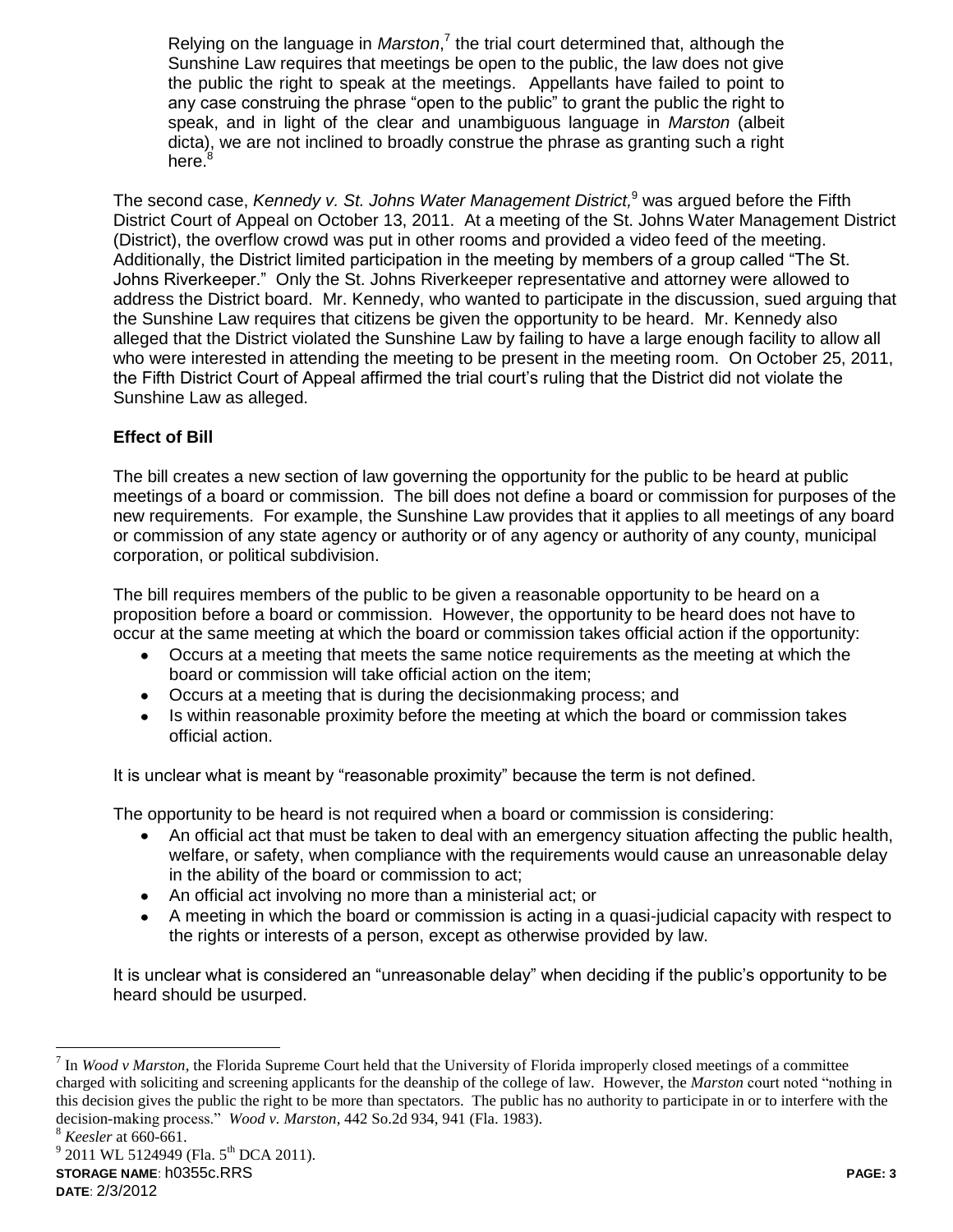> Relying on the language in *Marston*,[7] the trial court determined that, although the Sunshine Law requires that meetings be open to the public, the law does not give the public the right to speak at the meetings. Appellants have failed to point to any case construing the phrase "open to the public" to grant the public the right to speak, and in light of the clear and unambiguous language in *Marston* (albeit dicta), we are not inclined to broadly construe the phrase as granting such a right here.[8]

The second case, *Kennedy v. St. Johns Water Management District,*[9] was argued before the Fifth District Court of Appeal on October 13, 2011. At a meeting of the St. Johns Water Management District (District), the overflow crowd was put in other rooms and provided a video feed of the meeting. Additionally, the District limited participation in the meeting by members of a group called "The St. Johns Riverkeeper." Only the St. Johns Riverkeeper representative and attorney were allowed to address the District board. Mr. Kennedy, who wanted to participate in the discussion, sued arguing that the Sunshine Law requires that citizens be given the opportunity to be heard. Mr. Kennedy also alleged that the District violated the Sunshine Law by failing to have a large enough facility to allow all who were interested in attending the meeting to be present in the meeting room. On October 25, 2011, the Fifth District Court of Appeal affirmed the trial court's ruling that the District did not violate the Sunshine Law as alleged.

**Effect of Bill**

The bill creates a new section of law governing the opportunity for the public to be heard at public meetings of a board or commission. The bill does not define a board or commission for purposes of the new requirements. For example, the Sunshine Law provides that it applies to all meetings of any board or commission of any state agency or authority or of any agency or authority of any county, municipal corporation, or political subdivision.

The bill requires members of the public to be given a reasonable opportunity to be heard on a proposition before a board or commission. However, the opportunity to be heard does not have to occur at the same meeting at which the board or commission takes official action if the opportunity:

- Occurs at a meeting that meets the same notice requirements as the meeting at which the board or commission will take official action on the item;
- Occurs at a meeting that is during the decisionmaking process; and
- Is within reasonable proximity before the meeting at which the board or commission takes official action.

It is unclear what is meant by "reasonable proximity" because the term is not defined.

The opportunity to be heard is not required when a board or commission is considering:

- An official act that must be taken to deal with an emergency situation affecting the public health, welfare, or safety, when compliance with the requirements would cause an unreasonable delay in the ability of the board or commission to act;
- An official act involving no more than a ministerial act; or
- A meeting in which the board or commission is acting in a quasi-judicial capacity with respect to the rights or interests of a person, except as otherwise provided by law.

It is unclear what is considered an "unreasonable delay" when deciding if the public's opportunity to be heard should be usurped.

---

[7] In *Wood v Marston*, the Florida Supreme Court held that the University of Florida improperly closed meetings of a committee charged with soliciting and screening applicants for the deanship of the college of law. However, the *Marston* court noted "nothing in this decision gives the public the right to be more than spectators. The public has no authority to participate in or to interfere with the decision-making process." *Wood v. Marston*, 442 So.2d 934, 941 (Fla. 1983).

[8] *Keesler* at 660-661.

[9] 2011 WL 5124949 (Fla. 5th DCA 2011).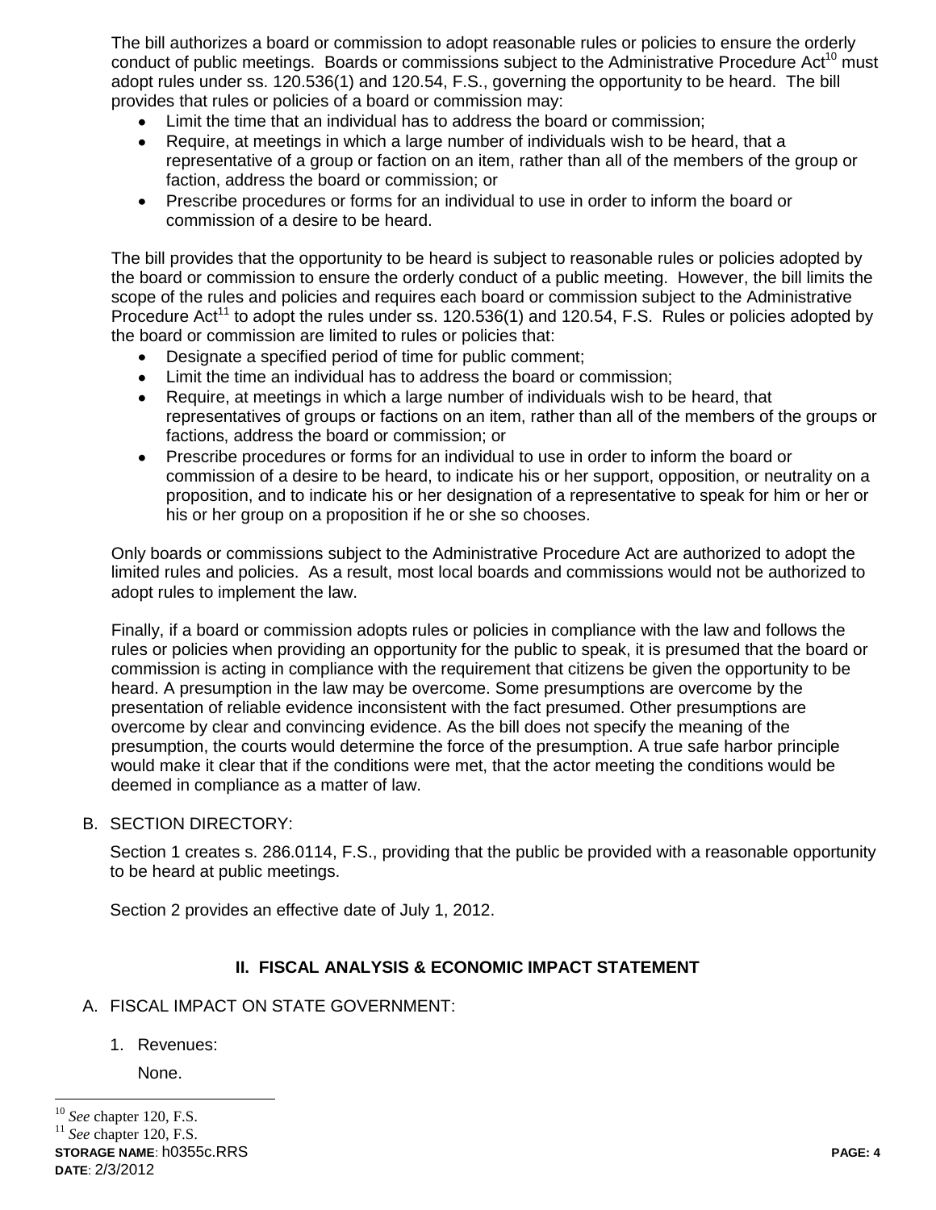The bill authorizes a board or commission to adopt reasonable rules or policies to ensure the orderly conduct of public meetings. Boards or commissions subject to the Administrative Procedure Act[10] must adopt rules under ss. 120.536(1) and 120.54, F.S., governing the opportunity to be heard. The bill provides that rules or policies of a board or commission may:

- Limit the time that an individual has to address the board or commission;
- Require, at meetings in which a large number of individuals wish to be heard, that a representative of a group or faction on an item, rather than all of the members of the group or faction, address the board or commission; or
- Prescribe procedures or forms for an individual to use in order to inform the board or commission of a desire to be heard.

The bill provides that the opportunity to be heard is subject to reasonable rules or policies adopted by the board or commission to ensure the orderly conduct of a public meeting. However, the bill limits the scope of the rules and policies and requires each board or commission subject to the Administrative Procedure Act[11] to adopt the rules under ss. 120.536(1) and 120.54, F.S. Rules or policies adopted by the board or commission are limited to rules or policies that:

- Designate a specified period of time for public comment;
- Limit the time an individual has to address the board or commission;
- Require, at meetings in which a large number of individuals wish to be heard, that representatives of groups or factions on an item, rather than all of the members of the groups or factions, address the board or commission; or
- Prescribe procedures or forms for an individual to use in order to inform the board or commission of a desire to be heard, to indicate his or her support, opposition, or neutrality on a proposition, and to indicate his or her designation of a representative to speak for him or her or his or her group on a proposition if he or she so chooses.

Only boards or commissions subject to the Administrative Procedure Act are authorized to adopt the limited rules and policies. As a result, most local boards and commissions would not be authorized to adopt rules to implement the law.

Finally, if a board or commission adopts rules or policies in compliance with the law and follows the rules or policies when providing an opportunity for the public to speak, it is presumed that the board or commission is acting in compliance with the requirement that citizens be given the opportunity to be heard. A presumption in the law may be overcome. Some presumptions are overcome by the presentation of reliable evidence inconsistent with the fact presumed. Other presumptions are overcome by clear and convincing evidence. As the bill does not specify the meaning of the presumption, the courts would determine the force of the presumption. A true safe harbor principle would make it clear that if the conditions were met, that the actor meeting the conditions would be deemed in compliance as a matter of law.

B. SECTION DIRECTORY:

Section 1 creates s. 286.0114, F.S., providing that the public be provided with a reasonable opportunity to be heard at public meetings.

Section 2 provides an effective date of July 1, 2012.

## II. FISCAL ANALYSIS & ECONOMIC IMPACT STATEMENT

A. FISCAL IMPACT ON STATE GOVERNMENT:

1. Revenues:

   None.

---

[10] *See* chapter 120, F.S.

[11] *See* chapter 120, F.S.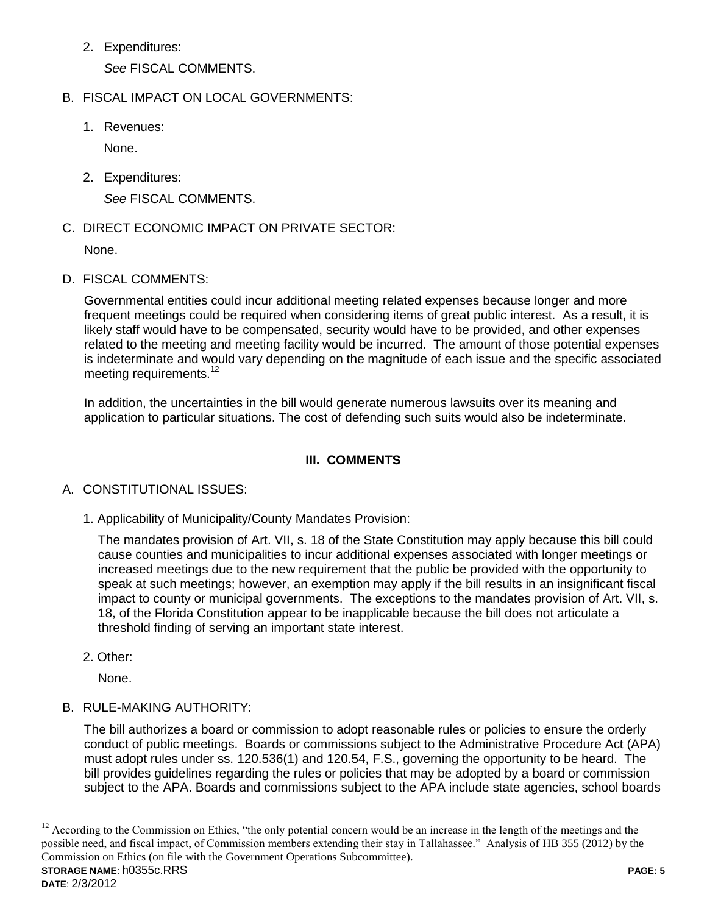2. Expenditures:

   *See* FISCAL COMMENTS.

B. FISCAL IMPACT ON LOCAL GOVERNMENTS:

1. Revenues:

   None.

2. Expenditures:

   *See* FISCAL COMMENTS.

C. DIRECT ECONOMIC IMPACT ON PRIVATE SECTOR:

None.

D. FISCAL COMMENTS:

Governmental entities could incur additional meeting related expenses because longer and more frequent meetings could be required when considering items of great public interest. As a result, it is likely staff would have to be compensated, security would have to be provided, and other expenses related to the meeting and meeting facility would be incurred. The amount of those potential expenses is indeterminate and would vary depending on the magnitude of each issue and the specific associated meeting requirements.[12]

In addition, the uncertainties in the bill would generate numerous lawsuits over its meaning and application to particular situations. The cost of defending such suits would also be indeterminate.

## III. COMMENTS

A. CONSTITUTIONAL ISSUES:

1. Applicability of Municipality/County Mandates Provision:

   The mandates provision of Art. VII, s. 18 of the State Constitution may apply because this bill could cause counties and municipalities to incur additional expenses associated with longer meetings or increased meetings due to the new requirement that the public be provided with the opportunity to speak at such meetings; however, an exemption may apply if the bill results in an insignificant fiscal impact to county or municipal governments. The exceptions to the mandates provision of Art. VII, s. 18, of the Florida Constitution appear to be inapplicable because the bill does not articulate a threshold finding of serving an important state interest.

2. Other:

   None.

B. RULE-MAKING AUTHORITY:

The bill authorizes a board or commission to adopt reasonable rules or policies to ensure the orderly conduct of public meetings. Boards or commissions subject to the Administrative Procedure Act (APA) must adopt rules under ss. 120.536(1) and 120.54, F.S., governing the opportunity to be heard. The bill provides guidelines regarding the rules or policies that may be adopted by a board or commission subject to the APA. Boards and commissions subject to the APA include state agencies, school boards

---

[12] According to the Commission on Ethics, "the only potential concern would be an increase in the length of the meetings and the possible need, and fiscal impact, of Commission members extending their stay in Tallahassee." Analysis of HB 355 (2012) by the Commission on Ethics (on file with the Government Operations Subcommittee).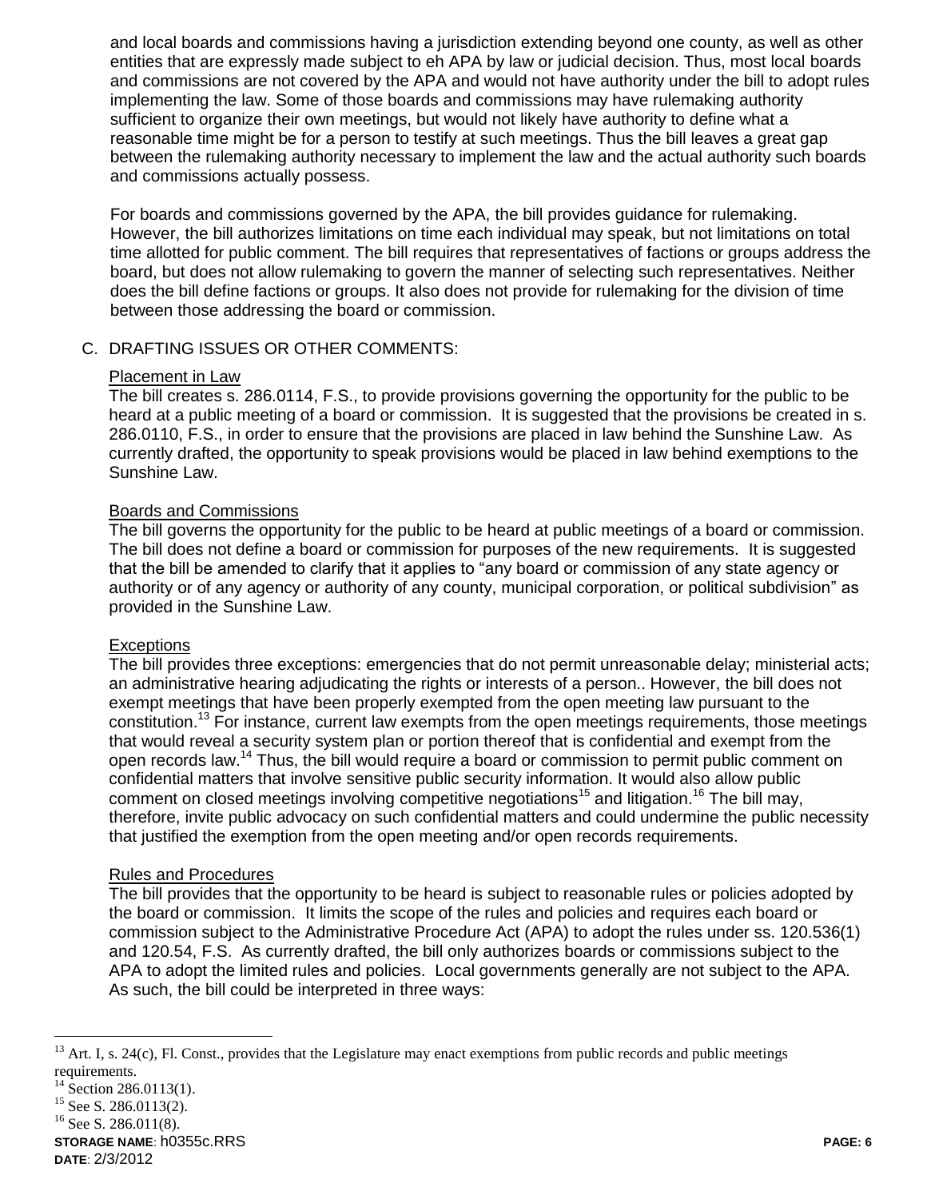and local boards and commissions having a jurisdiction extending beyond one county, as well as other entities that are expressly made subject to eh APA by law or judicial decision. Thus, most local boards and commissions are not covered by the APA and would not have authority under the bill to adopt rules implementing the law. Some of those boards and commissions may have rulemaking authority sufficient to organize their own meetings, but would not likely have authority to define what a reasonable time might be for a person to testify at such meetings. Thus the bill leaves a great gap between the rulemaking authority necessary to implement the law and the actual authority such boards and commissions actually possess.

For boards and commissions governed by the APA, the bill provides guidance for rulemaking. However, the bill authorizes limitations on time each individual may speak, but not limitations on total time allotted for public comment. The bill requires that representatives of factions or groups address the board, but does not allow rulemaking to govern the manner of selecting such representatives. Neither does the bill define factions or groups. It also does not provide for rulemaking for the division of time between those addressing the board or commission.

## C. DRAFTING ISSUES OR OTHER COMMENTS:

### Placement in Law

The bill creates s. 286.0114, F.S., to provide provisions governing the opportunity for the public to be heard at a public meeting of a board or commission. It is suggested that the provisions be created in s. 286.0110, F.S., in order to ensure that the provisions are placed in law behind the Sunshine Law. As currently drafted, the opportunity to speak provisions would be placed in law behind exemptions to the Sunshine Law.

### Boards and Commissions

The bill governs the opportunity for the public to be heard at public meetings of a board or commission. The bill does not define a board or commission for purposes of the new requirements. It is suggested that the bill be amended to clarify that it applies to "any board or commission of any state agency or authority or of any agency or authority of any county, municipal corporation, or political subdivision" as provided in the Sunshine Law.

### Exceptions

The bill provides three exceptions: emergencies that do not permit unreasonable delay; ministerial acts; an administrative hearing adjudicating the rights or interests of a person.. However, the bill does not exempt meetings that have been properly exempted from the open meeting law pursuant to the constitution.[13] For instance, current law exempts from the open meetings requirements, those meetings that would reveal a security system plan or portion thereof that is confidential and exempt from the open records law.[14] Thus, the bill would require a board or commission to permit public comment on confidential matters that involve sensitive public security information. It would also allow public comment on closed meetings involving competitive negotiations[15] and litigation.[16] The bill may, therefore, invite public advocacy on such confidential matters and could undermine the public necessity that justified the exemption from the open meeting and/or open records requirements.

### Rules and Procedures

The bill provides that the opportunity to be heard is subject to reasonable rules or policies adopted by the board or commission. It limits the scope of the rules and policies and requires each board or commission subject to the Administrative Procedure Act (APA) to adopt the rules under ss. 120.536(1) and 120.54, F.S. As currently drafted, the bill only authorizes boards or commissions subject to the APA to adopt the limited rules and policies. Local governments generally are not subject to the APA. As such, the bill could be interpreted in three ways:

---

[13] Art. I, s. 24(c), Fl. Const., provides that the Legislature may enact exemptions from public records and public meetings requirements.

[14] Section 286.0113(1).

[15] See S. 286.0113(2).

[16] See S. 286.011(8).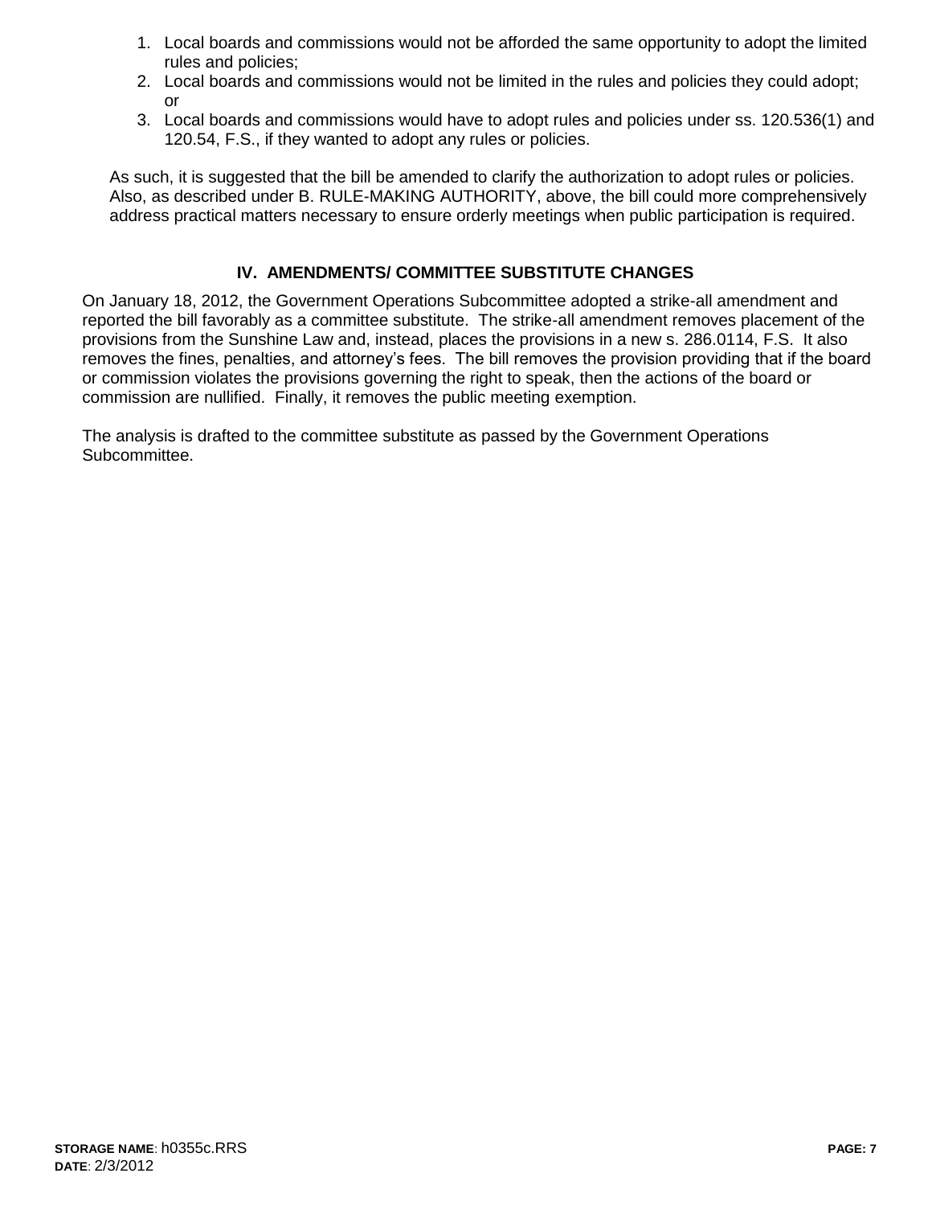1. Local boards and commissions would not be afforded the same opportunity to adopt the limited rules and policies;
2. Local boards and commissions would not be limited in the rules and policies they could adopt; or
3. Local boards and commissions would have to adopt rules and policies under ss. 120.536(1) and 120.54, F.S., if they wanted to adopt any rules or policies.

As such, it is suggested that the bill be amended to clarify the authorization to adopt rules or policies. Also, as described under B. RULE-MAKING AUTHORITY, above, the bill could more comprehensively address practical matters necessary to ensure orderly meetings when public participation is required.

## IV. AMENDMENTS/ COMMITTEE SUBSTITUTE CHANGES

On January 18, 2012, the Government Operations Subcommittee adopted a strike-all amendment and reported the bill favorably as a committee substitute. The strike-all amendment removes placement of the provisions from the Sunshine Law and, instead, places the provisions in a new s. 286.0114, F.S. It also removes the fines, penalties, and attorney's fees. The bill removes the provision providing that if the board or commission violates the provisions governing the right to speak, then the actions of the board or commission are nullified. Finally, it removes the public meeting exemption.

The analysis is drafted to the committee substitute as passed by the Government Operations Subcommittee.